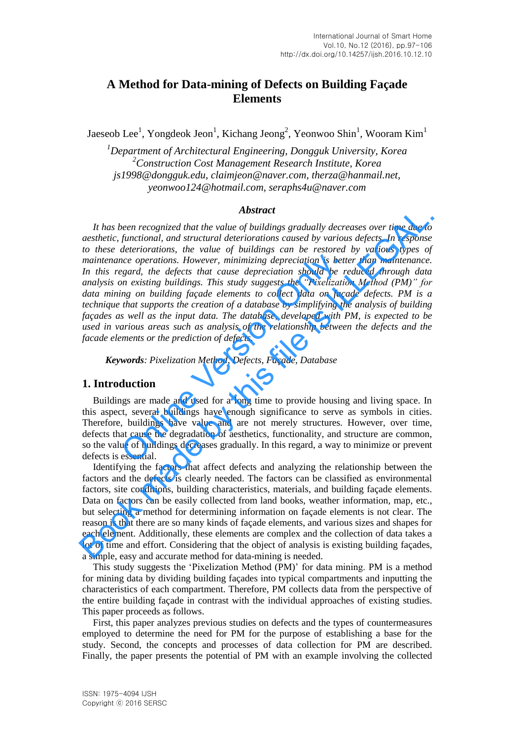# A Method for Data-mining of Defects on Building Façade Elements

Jaeseob Lee[1], Yongdeok Jeon[1], Kichang Jeong[2], Yeonwoo Shin[1], Wooram Kim[1]

*[1]Department of Architectural Engineering, Dongguk University, Korea*
*[2]Construction Cost Management Research Institute, Korea*
*js1998@dongguk.edu, claimjeon@naver.com, therza@hanmail.net, yeonwoo124@hotmail.com, seraphs4u@naver.com*

### Abstract

*It has been recognized that the value of buildings gradually decreases over time due to aesthetic, functional, and structural deteriorations caused by various defects. In response to these deteriorations, the value of buildings can be restored by various types of maintenance operations. However, minimizing depreciation is better than maintenance. In this regard, the defects that cause depreciation should be reduced through data analysis on existing buildings. This study suggests the "Pixelization Method (PM)" for data mining on building façade elements to collect data on façade defects. PM is a technique that supports the creation of a database by simplifying the analysis of building façades as well as the input data. The database, developed with PM, is expected to be used in various areas such as analysis of the relationship between the defects and the facade elements or the prediction of defects.*

***Keywords**: Pixelization Method, Defects, Façade, Database*

## 1. Introduction

Buildings are made and used for a long time to provide housing and living space. In this aspect, several buildings have enough significance to serve as symbols in cities. Therefore, buildings have value and are not merely structures. However, over time, defects that cause the degradation of aesthetics, functionality, and structure are common, so the value of buildings decreases gradually. In this regard, a way to minimize or prevent defects is essential.

Identifying the factors that affect defects and analyzing the relationship between the factors and the defects is clearly needed. The factors can be classified as environmental factors, site conditions, building characteristics, materials, and building façade elements. Data on factors can be easily collected from land books, weather information, map, etc., but selecting a method for determining information on façade elements is not clear. The reason is that there are so many kinds of façade elements, and various sizes and shapes for each element. Additionally, these elements are complex and the collection of data takes a lot of time and effort. Considering that the object of analysis is existing building façades, a simple, easy and accurate method for data-mining is needed.

This study suggests the 'Pixelization Method (PM)' for data mining. PM is a method for mining data by dividing building façades into typical compartments and inputting the characteristics of each compartment. Therefore, PM collects data from the perspective of the entire building façade in contrast with the individual approaches of existing studies. This paper proceeds as follows.

First, this paper analyzes previous studies on defects and the types of countermeasures employed to determine the need for PM for the purpose of establishing a base for the study. Second, the concepts and processes of data collection for PM are described. Finally, the paper presents the potential of PM with an example involving the collected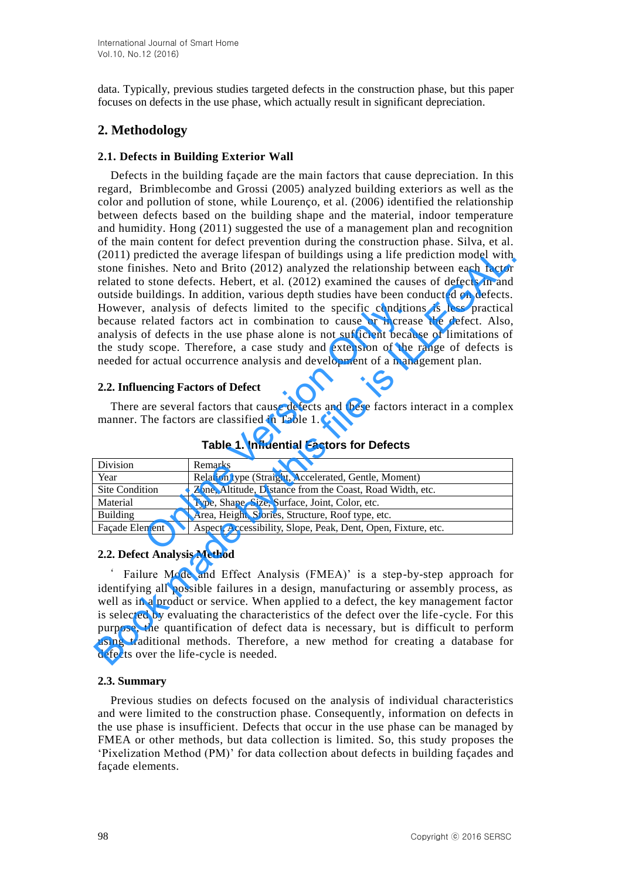data. Typically, previous studies targeted defects in the construction phase, but this paper focuses on defects in the use phase, which actually result in significant depreciation.

## 2. Methodology

### 2.1. Defects in Building Exterior Wall

Defects in the building façade are the main factors that cause depreciation. In this regard, Brimblecombe and Grossi (2005) analyzed building exteriors as well as the color and pollution of stone, while Lourenço, et al. (2006) identified the relationship between defects based on the building shape and the material, indoor temperature and humidity. Hong (2011) suggested the use of a management plan and recognition of the main content for defect prevention during the construction phase. Silva, et al. (2011) predicted the average lifespan of buildings using a life prediction model with stone finishes. Neto and Brito (2012) analyzed the relationship between each factor related to stone defects. Hebert, et al. (2012) examined the causes of defects in and outside buildings. In addition, various depth studies have been conducted on defects. However, analysis of defects limited to the specific conditions is less practical because related factors act in combination to cause or increase the defect. Also, analysis of defects in the use phase alone is not sufficient because of limitations of the study scope. Therefore, a case study and extension of the range of defects is needed for actual occurrence analysis and development of a management plan.

### 2.2. Influencing Factors of Defect

There are several factors that cause defects and these factors interact in a complex manner. The factors are classified in Table 1.

**Table 1. Influential Factors for Defects**

| Division | Remarks |
|---|---|
| Year | Relation type (Straight, Accelerated, Gentle, Moment) |
| Site Condition | Zone, Altitude, Distance from the Coast, Road Width, etc. |
| Material | Type, Shape, Size, Surface, Joint, Color, etc. |
| Building | Area, Height, Stories, Structure, Roof type, etc. |
| Façade Element | Aspect, Accessibility, Slope, Peak, Dent, Open, Fixture, etc. |

### 2.2. Defect Analysis Method

'Failure Mode and Effect Analysis (FMEA)' is a step-by-step approach for identifying all possible failures in a design, manufacturing or assembly process, as well as in a product or service. When applied to a defect, the key management factor is selected by evaluating the characteristics of the defect over the life-cycle. For this purpose, the quantification of defect data is necessary, but is difficult to perform using traditional methods. Therefore, a new method for creating a database for defects over the life-cycle is needed.

### 2.3. Summary

Previous studies on defects focused on the analysis of individual characteristics and were limited to the construction phase. Consequently, information on defects in the use phase is insufficient. Defects that occur in the use phase can be managed by FMEA or other methods, but data collection is limited. So, this study proposes the 'Pixelization Method (PM)' for data collection about defects in building façades and façade elements.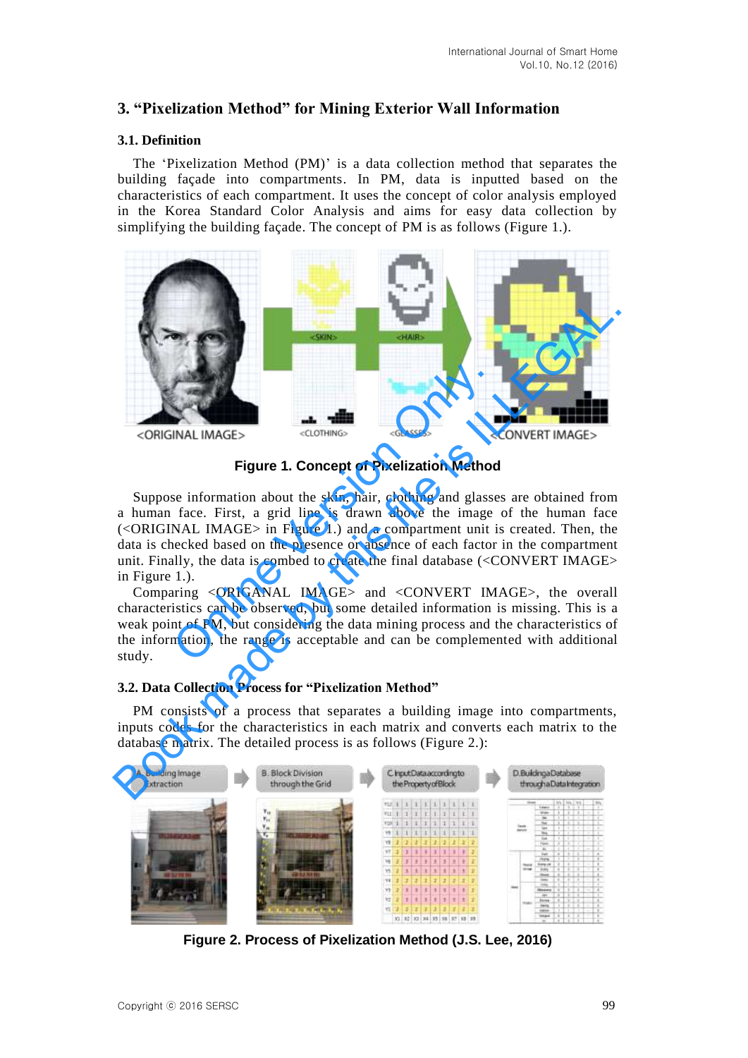## 3. "Pixelization Method" for Mining Exterior Wall Information

### 3.1. Definition

The 'Pixelization Method (PM)' is a data collection method that separates the building façade into compartments. In PM, data is inputted based on the characteristics of each compartment. It uses the concept of color analysis employed in the Korea Standard Color Analysis and aims for easy data collection by simplifying the building façade. The concept of PM is as follows (Figure 1.).

**Figure 1. Concept of Pixelization Method**

Suppose information about the skin, hair, clothing and glasses are obtained from a human face. First, a grid line is drawn above the image of the human face (<ORIGINAL IMAGE> in Figure 1.) and a compartment unit is created. Then, the data is checked based on the presence or absence of each factor in the compartment unit. Finally, the data is combed to create the final database (<CONVERT IMAGE> in Figure 1.).

Comparing <ORIGANAL IMAGE> and <CONVERT IMAGE>, the overall characteristics can be observed, but some detailed information is missing. This is a weak point of PM, but considering the data mining process and the characteristics of the information, the range is acceptable and can be complemented with additional study.

### 3.2. Data Collection Process for "Pixelization Method"

PM consists of a process that separates a building image into compartments, inputs codes for the characteristics in each matrix and converts each matrix to the database matrix. The detailed process is as follows (Figure 2.):

**Figure 2. Process of Pixelization Method (J.S. Lee, 2016)**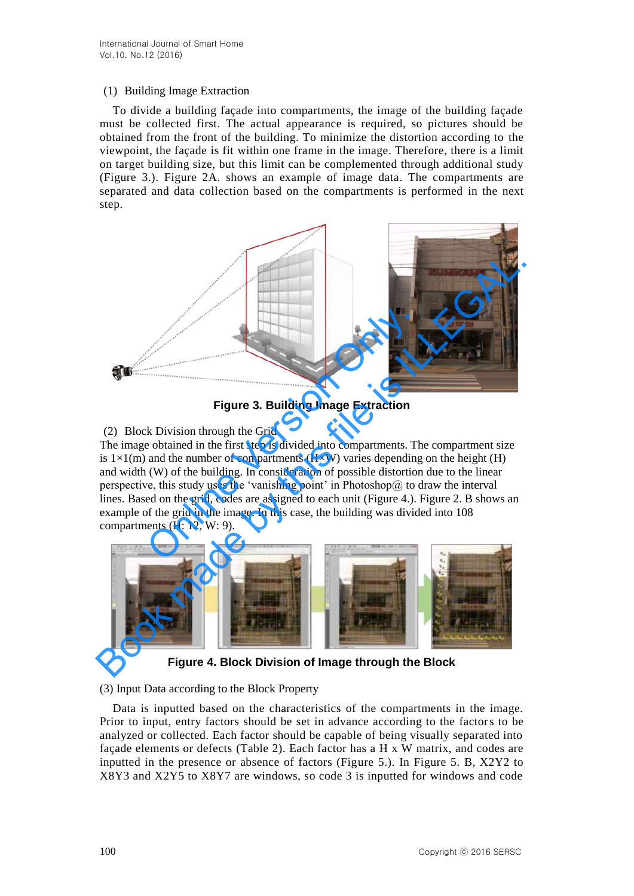(1) Building Image Extraction

To divide a building façade into compartments, the image of the building façade must be collected first. The actual appearance is required, so pictures should be obtained from the front of the building. To minimize the distortion according to the viewpoint, the façade is fit within one frame in the image. Therefore, there is a limit on target building size, but this limit can be complemented through additional study (Figure 3.). Figure 2A. shows an example of image data. The compartments are separated and data collection based on the compartments is performed in the next step.

**Figure 3. Building Image Extraction**

(2) Block Division through the Grid

The image obtained in the first step is divided into compartments. The compartment size is 1×1(m) and the number of compartments (H×W) varies depending on the height (H) and width (W) of the building. In consideration of possible distortion due to the linear perspective, this study uses the 'vanishing point' in Photoshop@ to draw the interval lines. Based on the grid, codes are assigned to each unit (Figure 4.). Figure 2. B shows an example of the grid in the image. In this case, the building was divided into 108 compartments (H: 12, W: 9).

**Figure 4. Block Division of Image through the Block**

(3) Input Data according to the Block Property

Data is inputted based on the characteristics of the compartments in the image. Prior to input, entry factors should be set in advance according to the factors to be analyzed or collected. Each factor should be capable of being visually separated into façade elements or defects (Table 2). Each factor has a H x W matrix, and codes are inputted in the presence or absence of factors (Figure 5.). In Figure 5. B, X2Y2 to X8Y3 and X2Y5 to X8Y7 are windows, so code 3 is inputted for windows and code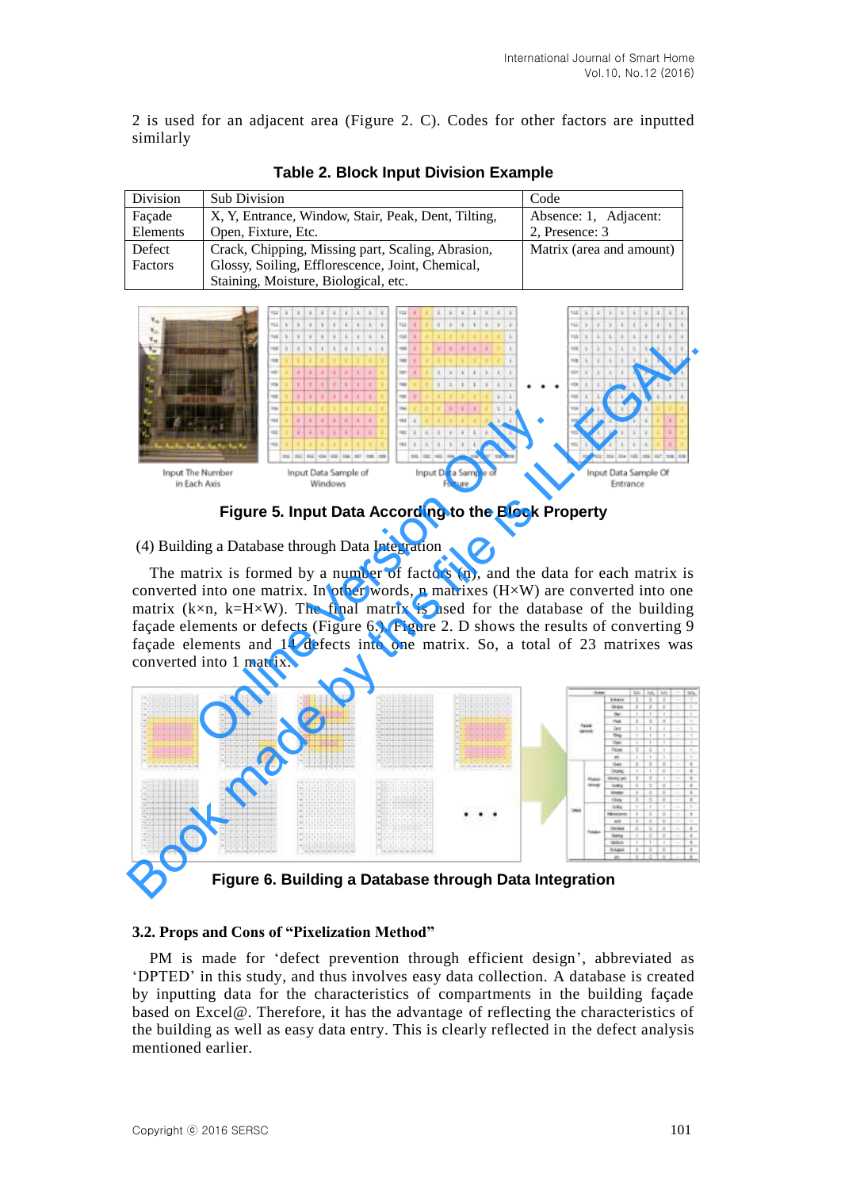2 is used for an adjacent area (Figure 2. C). Codes for other factors are inputted similarly

**Table 2. Block Input Division Example**

| Division | Sub Division | Code |
|---|---|---|
| Façade Elements | X, Y, Entrance, Window, Stair, Peak, Dent, Tilting, Open, Fixture, Etc. | Absence: 1, Adjacent: 2, Presence: 3 |
| Defect Factors | Crack, Chipping, Missing part, Scaling, Abrasion, Glossy, Soiling, Efflorescence, Joint, Chemical, Staining, Moisture, Biological, etc. | Matrix (area and amount) |

Input The Number in Each Axis　Input Data Sample of Windows　Input Data Sample of Fixture　Input Data Sample Of Entrance

**Figure 5. Input Data According to the Block Property**

(4) Building a Database through Data Integration

The matrix is formed by a number of factors (n), and the data for each matrix is converted into one matrix. In other words, n matrixes (H×W) are converted into one matrix (k×n, k=H×W). The final matrix is used for the database of the building façade elements or defects (Figure 6.) Figure 2. D shows the results of converting 9 façade elements and 14 defects into one matrix. So, a total of 23 matrixes was converted into 1 matrix.

**Figure 6. Building a Database through Data Integration**

### 3.2. Props and Cons of "Pixelization Method"

PM is made for 'defect prevention through efficient design', abbreviated as 'DPTED' in this study, and thus involves easy data collection. A database is created by inputting data for the characteristics of compartments in the building façade based on Excel@. Therefore, it has the advantage of reflecting the characteristics of the building as well as easy data entry. This is clearly reflected in the defect analysis mentioned earlier.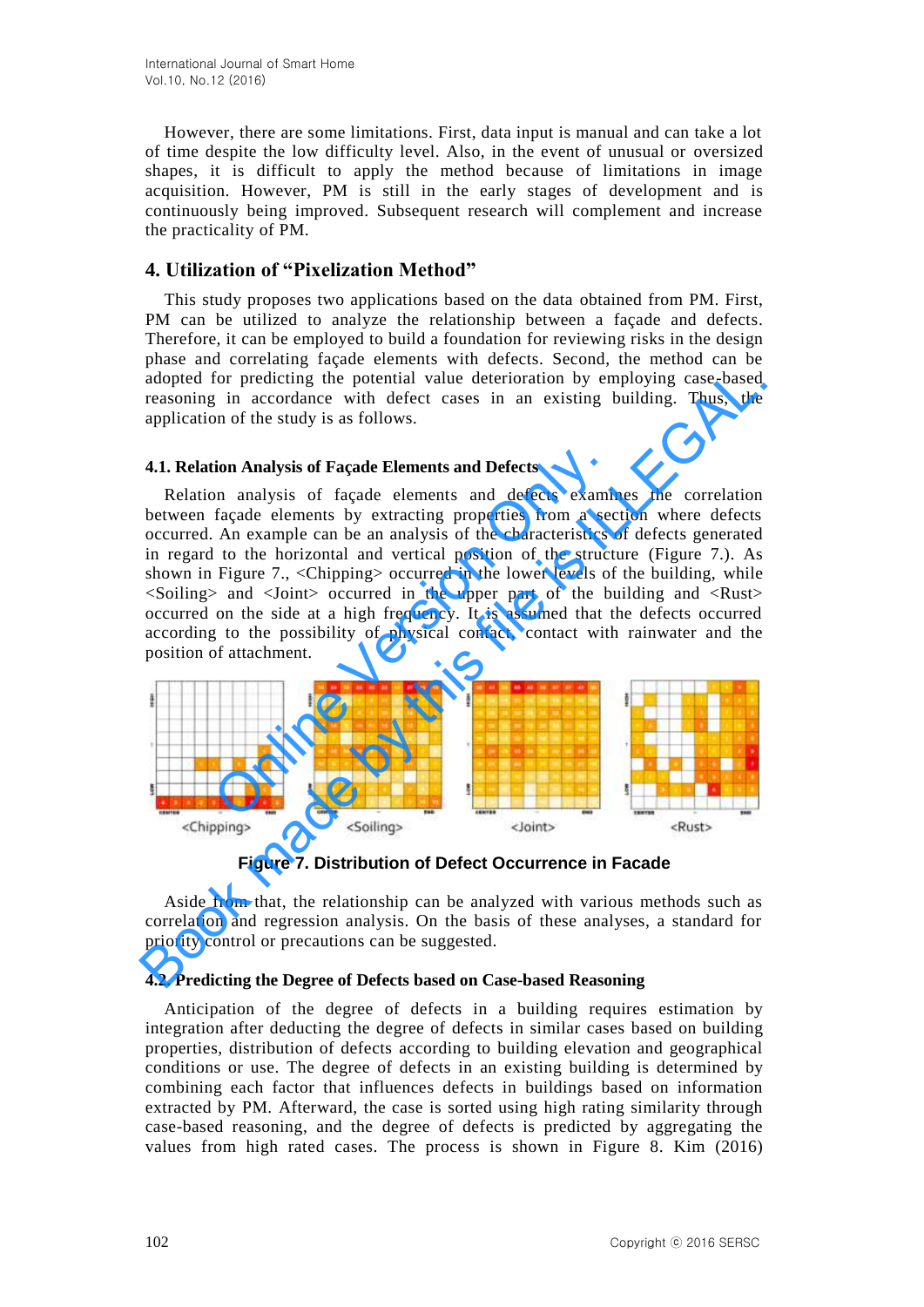However, there are some limitations. First, data input is manual and can take a lot of time despite the low difficulty level. Also, in the event of unusual or oversized shapes, it is difficult to apply the method because of limitations in image acquisition. However, PM is still in the early stages of development and is continuously being improved. Subsequent research will complement and increase the practicality of PM.

## 4. Utilization of "Pixelization Method"

This study proposes two applications based on the data obtained from PM. First, PM can be utilized to analyze the relationship between a façade and defects. Therefore, it can be employed to build a foundation for reviewing risks in the design phase and correlating façade elements with defects. Second, the method can be adopted for predicting the potential value deterioration by employing case-based reasoning in accordance with defect cases in an existing building. Thus, the application of the study is as follows.

### 4.1. Relation Analysis of Façade Elements and Defects

Relation analysis of façade elements and defects examines the correlation between façade elements by extracting properties from a section where defects occurred. An example can be an analysis of the characteristics of defects generated in regard to the horizontal and vertical position of the structure (Figure 7.). As shown in Figure 7., <Chipping> occurred in the lower levels of the building, while <Soiling> and <Joint> occurred in the upper part of the building and <Rust> occurred on the side at a high frequency. It is assumed that the defects occurred according to the possibility of physical contact, contact with rainwater and the position of attachment.

<Chipping> <Soiling> <Joint> <Rust>

**Figure 7. Distribution of Defect Occurrence in Facade**

Aside from that, the relationship can be analyzed with various methods such as correlation and regression analysis. On the basis of these analyses, a standard for priority control or precautions can be suggested.

### 4.2. Predicting the Degree of Defects based on Case-based Reasoning

Anticipation of the degree of defects in a building requires estimation by integration after deducting the degree of defects in similar cases based on building properties, distribution of defects according to building elevation and geographical conditions or use. The degree of defects in an existing building is determined by combining each factor that influences defects in buildings based on information extracted by PM. Afterward, the case is sorted using high rating similarity through case-based reasoning, and the degree of defects is predicted by aggregating the values from high rated cases. The process is shown in Figure 8. Kim (2016)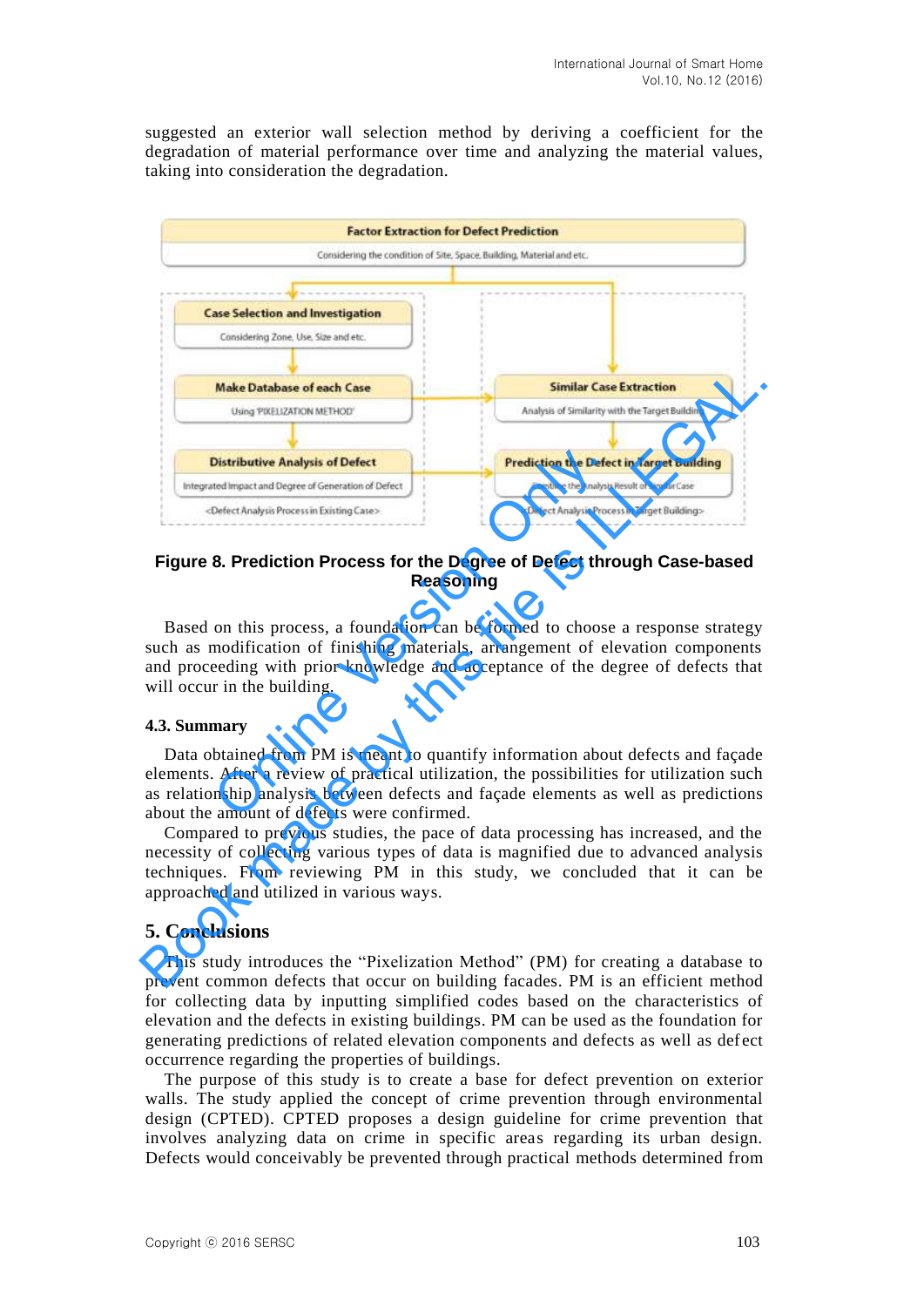suggested an exterior wall selection method by deriving a coefficient for the degradation of material performance over time and analyzing the material values, taking into consideration the degradation.

**Figure 8. Prediction Process for the Degree of Defect through Case-based Reasoning**

Based on this process, a foundation can be formed to choose a response strategy such as modification of finishing materials, arrangement of elevation components and proceeding with prior knowledge and acceptance of the degree of defects that will occur in the building.

### 4.3. Summary

Data obtained from PM is meant to quantify information about defects and façade elements. After a review of practical utilization, the possibilities for utilization such as relationship analysis between defects and façade elements as well as predictions about the amount of defects were confirmed.

Compared to previous studies, the pace of data processing has increased, and the necessity of collecting various types of data is magnified due to advanced analysis techniques. From reviewing PM in this study, we concluded that it can be approached and utilized in various ways.

## 5. Conclusions

This study introduces the "Pixelization Method" (PM) for creating a database to prevent common defects that occur on building facades. PM is an efficient method for collecting data by inputting simplified codes based on the characteristics of elevation and the defects in existing buildings. PM can be used as the foundation for generating predictions of related elevation components and defects as well as defect occurrence regarding the properties of buildings.

The purpose of this study is to create a base for defect prevention on exterior walls. The study applied the concept of crime prevention through environmental design (CPTED). CPTED proposes a design guideline for crime prevention that involves analyzing data on crime in specific areas regarding its urban design. Defects would conceivably be prevented through practical methods determined from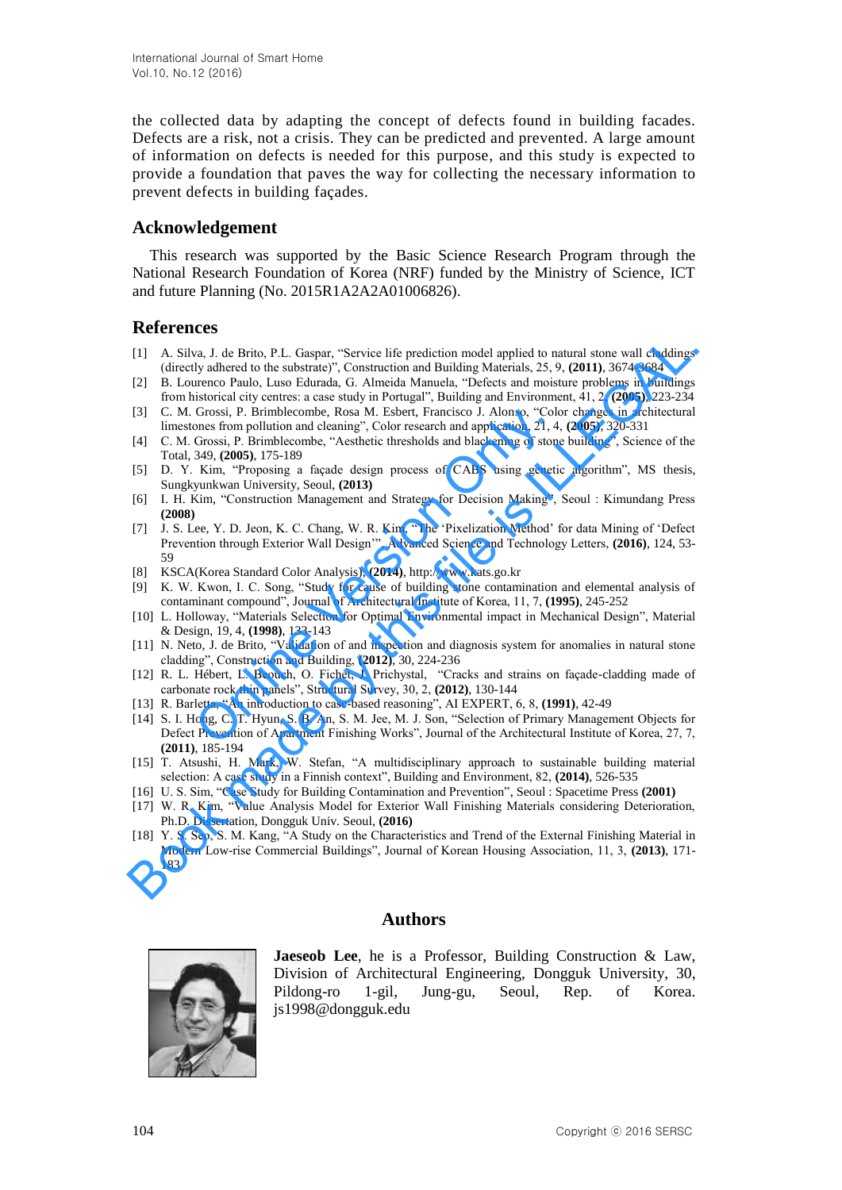the collected data by adapting the concept of defects found in building facades. Defects are a risk, not a crisis. They can be predicted and prevented. A large amount of information on defects is needed for this purpose, and this study is expected to provide a foundation that paves the way for collecting the necessary information to prevent defects in building façades.

## Acknowledgement

This research was supported by the Basic Science Research Program through the National Research Foundation of Korea (NRF) funded by the Ministry of Science, ICT and future Planning (No. 2015R1A2A2A01006826).

## References

[1] A. Silva, J. de Brito, P.L. Gaspar, "Service life prediction model applied to natural stone wall claddings (directly adhered to the substrate)", Construction and Building Materials, 25, 9, **(2011)**, 3674-3684

[2] B. Lourenco Paulo, Luso Edurada, G. Almeida Manuela, "Defects and moisture problems in buildings from historical city centres: a case study in Portugal", Building and Environment, 41, 2, **(2005)**, 223-234

[3] C. M. Grossi, P. Brimblecombe, Rosa M. Esbert, Francisco J. Alonso, "Color changes in architectural limestones from pollution and cleaning", Color research and application, 21, 4, **(2005)**, 320-331

[4] C. M. Grossi, P. Brimblecombe, "Aesthetic thresholds and blackening of stone building", Science of the Total, 349, **(2005)**, 175-189

[5] D. Y. Kim, "Proposing a façade design process of CABS using genetic algorithm", MS thesis, Sungkyunkwan University, Seoul, **(2013)**

[6] I. H. Kim, "Construction Management and Strategy for Decision Making", Seoul : Kimundang Press **(2008)**

[7] J. S. Lee, Y. D. Jeon, K. C. Chang, W. R. Kim, "The 'Pixelization Method' for data Mining of 'Defect Prevention through Exterior Wall Design'", Advanced Science and Technology Letters, **(2016)**, 124, 53-59

[8] KSCA(Korea Standard Color Analysis), **(2014)**, http://www.kats.go.kr

[9] K. W. Kwon, I. C. Song, "Study for cause of building stone contamination and elemental analysis of contaminant compound", Journal of Architectural Institute of Korea, 11, 7, **(1995)**, 245-252

[10] L. Holloway, "Materials Selection for Optimal Environmental impact in Mechanical Design", Material & Design, 19, 4, **(1998)**, 133-143

[11] N. Neto, J. de Brito, "Validation of and inspection and diagnosis system for anomalies in natural stone cladding", Construction and Building, **(2012)**, 30, 224-236

[12] R. L. Hébert, L. Bouch, O. Fichet, J. Prichystal, "Cracks and strains on façade-cladding made of carbonate rock thin panels", Structural Survey, 30, 2, **(2012)**, 130-144

[13] R. Barletta, "An introduction to case-based reasoning", AI EXPERT, 6, 8, **(1991)**, 42-49

[14] S. I. Hong, C. T. Hyun, S. B. An, S. M. Jee, M. J. Son, "Selection of Primary Management Objects for Defect Prevention of Apartment Finishing Works", Journal of the Architectural Institute of Korea, 27, 7, **(2011)**, 185-194

[15] T. Atsushi, H. Mark, W. Stefan, "A multidisciplinary approach to sustainable building material selection: A case study in a Finnish context", Building and Environment, 82, **(2014)**, 526-535

[16] U. S. Sim, "Case Study for Building Contamination and Prevention", Seoul : Spacetime Press **(2001)**

[17] W. R. Kim, "Value Analysis Model for Exterior Wall Finishing Materials considering Deterioration, Ph.D. Dissertation, Dongguk Univ. Seoul, **(2016)**

[18] Y. S. Seo, S. M. Kang, "A Study on the Characteristics and Trend of the External Finishing Material in Modern Low-rise Commercial Buildings", Journal of Korean Housing Association, 11, 3, **(2013)**, 171-183

## Authors

**Jaeseob Lee**, he is a Professor, Building Construction & Law, Division of Architectural Engineering, Dongguk University, 30, Pildong-ro 1-gil, Jung-gu, Seoul, Rep. of Korea. js1998@dongguk.edu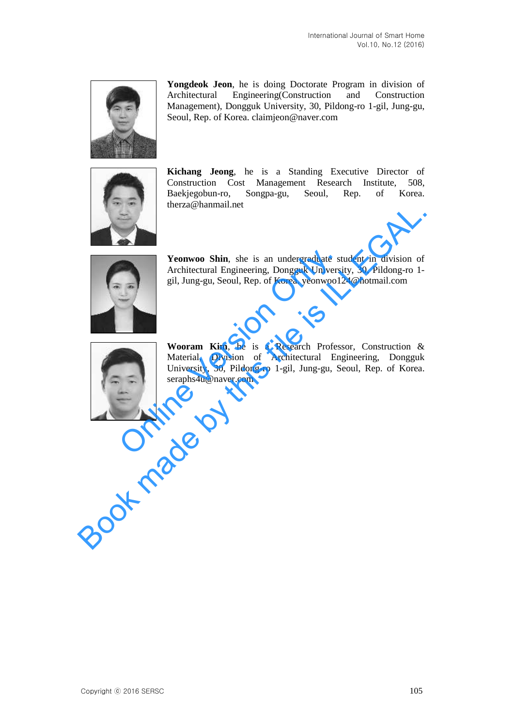**Yongdeok Jeon**, he is doing Doctorate Program in division of Architectural Engineering(Construction and Construction Management), Dongguk University, 30, Pildong-ro 1-gil, Jung-gu, Seoul, Rep. of Korea. claimjeon@naver.com

**Kichang Jeong**, he is a Standing Executive Director of Construction Cost Management Research Institute, 508, Baekjegobun-ro, Songpa-gu, Seoul, Rep. of Korea. therza@hanmail.net

**Yeonwoo Shin**, she is an undergraduate student in division of Architectural Engineering, Dongguk University, 30, Pildong-ro 1-gil, Jung-gu, Seoul, Rep. of Korea. yeonwoo124@hotmail.com

**Wooram Kim**, he is a Research Professor, Construction & Material, Division of Architectural Engineering, Dongguk University, 30, Pildong-ro 1-gil, Jung-gu, Seoul, Rep. of Korea. seraphs4u@naver.com